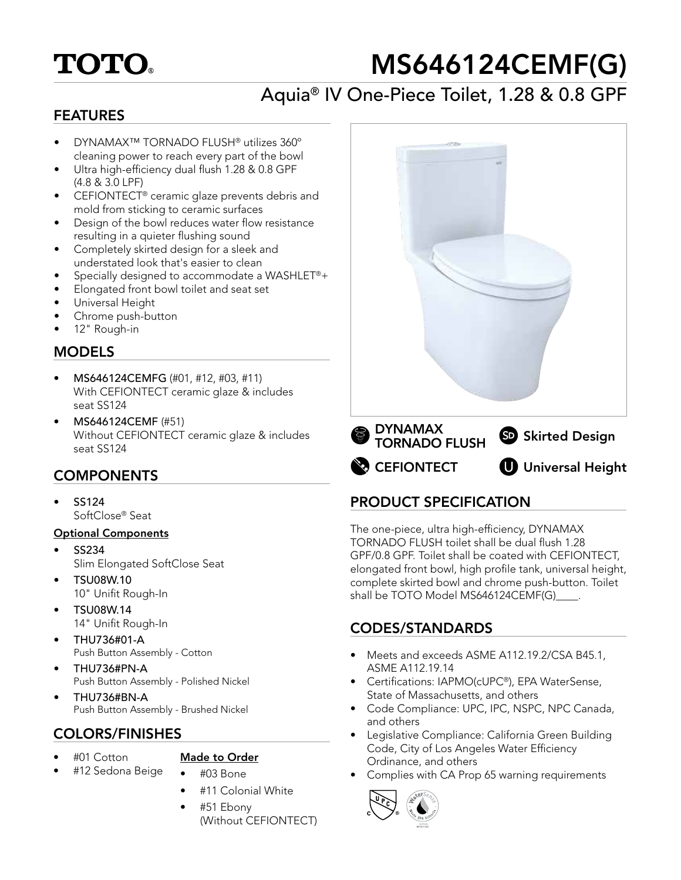# TOTO®

# MS646124CEMF(G)

## Aquia® IV One-Piece Toilet, 1.28 & 0.8 GPF

## FEATURES

- DYNAMAX™ TORNADO FLUSH® utilizes 360° cleaning power to reach every part of the bowl
- Ultra high-efficiency dual flush 1.28 & 0.8 GPF (4.8 & 3.0 LPF)
- CEFIONTECT® ceramic glaze prevents debris and mold from sticking to ceramic surfaces
- Design of the bowl reduces water flow resistance resulting in a quieter flushing sound
- Completely skirted design for a sleek and understated look that's easier to clean
- Specially designed to accommodate a WASHLET®+
- Elongated front bowl toilet and seat set
- Universal Height
- Chrome push-button
- 12" Rough-in

## MODELS

- **MS646124CEMFG** (#01, #12, #03, #11) With CEFIONTECT ceramic glaze & includes seat SS124
- **MS646124CEMF** (#51) Without CEFIONTECT ceramic glaze & includes seat SS124

## COMPONENTS

- **SS124** SoftClose® Seat

**Optional Components**

- **SS234** Slim Elongated SoftClose Seat
- **TSU08W.10** 10" Unifit Rough-In
- **TSU08W.14** 14" Unifit Rough-In
- **THU736#01-A** Push Button Assembly - Cotton
- **THU736#PN-A** Push Button Assembly - Polished Nickel
- **THU736#BN-A** Push Button Assembly - Brushed Nickel

## COLORS/FINISHES

- #01 Cotton
- #12 Sedona Beige

**Made to Order**

- #03 Bone
- #11 Colonial White
- #51 Ebony (Without CEFIONTECT)

**DYNAMAX TORNADO FLUSH** **SD Skirted Design** **CEFIONTECT** **U Universal Height**

## PRODUCT SPECIFICATION

The one-piece, ultra high-efficiency, DYNAMAX TORNADO FLUSH toilet shall be dual flush 1.28 GPF/0.8 GPF. Toilet shall be coated with CEFIONTECT, elongated front bowl, high profile tank, universal height, complete skirted bowl and chrome push-button. Toilet shall be TOTO Model MS646124CEMF(G)____.

## CODES/STANDARDS

- Meets and exceeds ASME A112.19.2/CSA B45.1, ASME A112.19.14
- Certifications: IAPMO(cUPC®), EPA WaterSense, State of Massachusetts, and others
- Code Compliance: UPC, IPC, NSPC, NPC Canada, and others
- Legislative Compliance: California Green Building Code, City of Los Angeles Water Efficiency Ordinance, and others
- Complies with CA Prop 65 warning requirements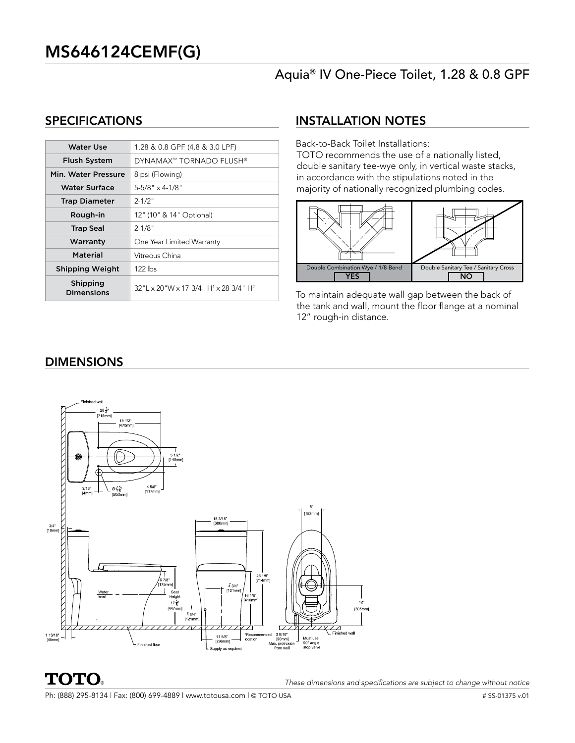# MS646124CEMF(G)

## Aquia® IV One-Piece Toilet, 1.28 & 0.8 GPF

## SPECIFICATIONS

| | |
|---|---|
| Water Use | 1.28 & 0.8 GPF (4.8 & 3.0 LPF) |
| Flush System | DYNAMAX™ TORNADO FLUSH® |
| Min. Water Pressure | 8 psi (Flowing) |
| Water Surface | 5-5/8" x 4-1/8" |
| Trap Diameter | 2-1/2" |
| Rough-in | 12" (10" & 14" Optional) |
| Trap Seal | 2-1/8" |
| Warranty | One Year Limited Warranty |
| Material | Vitreous China |
| Shipping Weight | 122 lbs |
| Shipping Dimensions | 32"L x 20"W x 17-3/4" H[1] x 28-3/4" H[2] |

## INSTALLATION NOTES

Back-to-Back Toilet Installations:
TOTO recommends the use of a nationally listed, double sanitary tee-wye only, in vertical waste stacks, in accordance with the stipulations noted in the majority of nationally recognized plumbing codes.

Double Combination Wye / 1/8 Bend
YES

Double Sanitary Tee / Sanitary Cross
NO

To maintain adequate wall gap between the back of the tank and wall, mount the floor flange at a nominal 12" rough-in distance.

## DIMENSIONS

Finished wall
28 1/4" [718mm]
18 1/2" [470mm]
5 1/2" [140mm]
3/16" [4mm]
Ø1 15/16" [Ø50mm]
4 5/8" [117mm]
3/4" [19mm]
15 3/16" [386mm]
6" [152mm]
6 7/8" [175mm]
Water level
Seat Height 17 5/8" [447mm]
4 3/4" [121mm]
4 3/4" [121mm]
28 1/8" [714mm]
16 1/8" [410mm]
12" [305mm]
1 13/16" [45mm]
Finished floor
11 5/8" [296mm]
Supply as required
*Recommended location
3 9/16" [90mm] Max. protrusion from wall
Must use 90° angle stop valve
Finished wall

*These dimensions and specifications are subject to change without notice*

Ph: (888) 295-8134 | Fax: (800) 699-4889 | www.totousa.com | © TOTO USA

# SS-01375 v.01